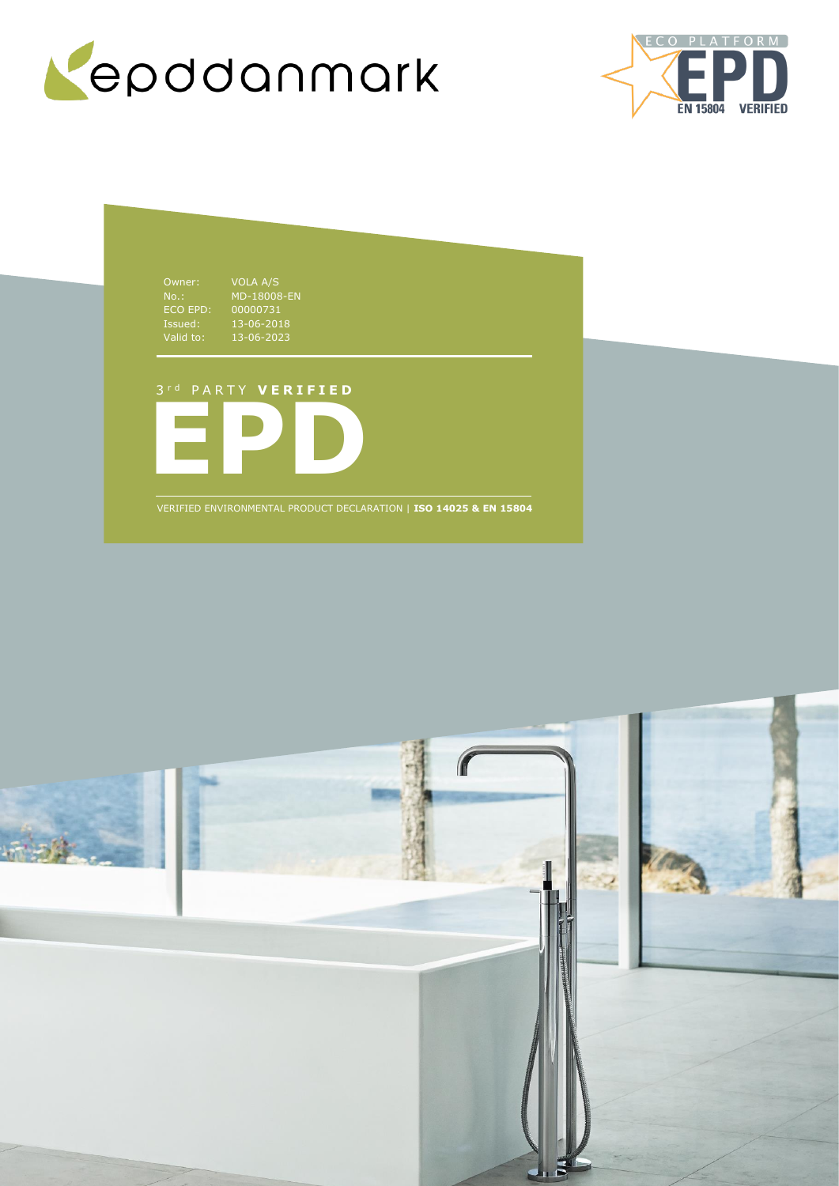epddanmark

ECO PLATFORM EPD EN 15804 VERIFIED

| | |
|---|---|
| Owner: | VOLA A/S |
| No.: | MD-18008-EN |
| ECO EPD: | 00000731 |
| Issued: | 13-06-2018 |
| Valid to: | 13-06-2023 |

3rd PARTY **VERIFIED**

# EPD

VERIFIED ENVIRONMENTAL PRODUCT DECLARATION | **ISO 14025 & EN 15804**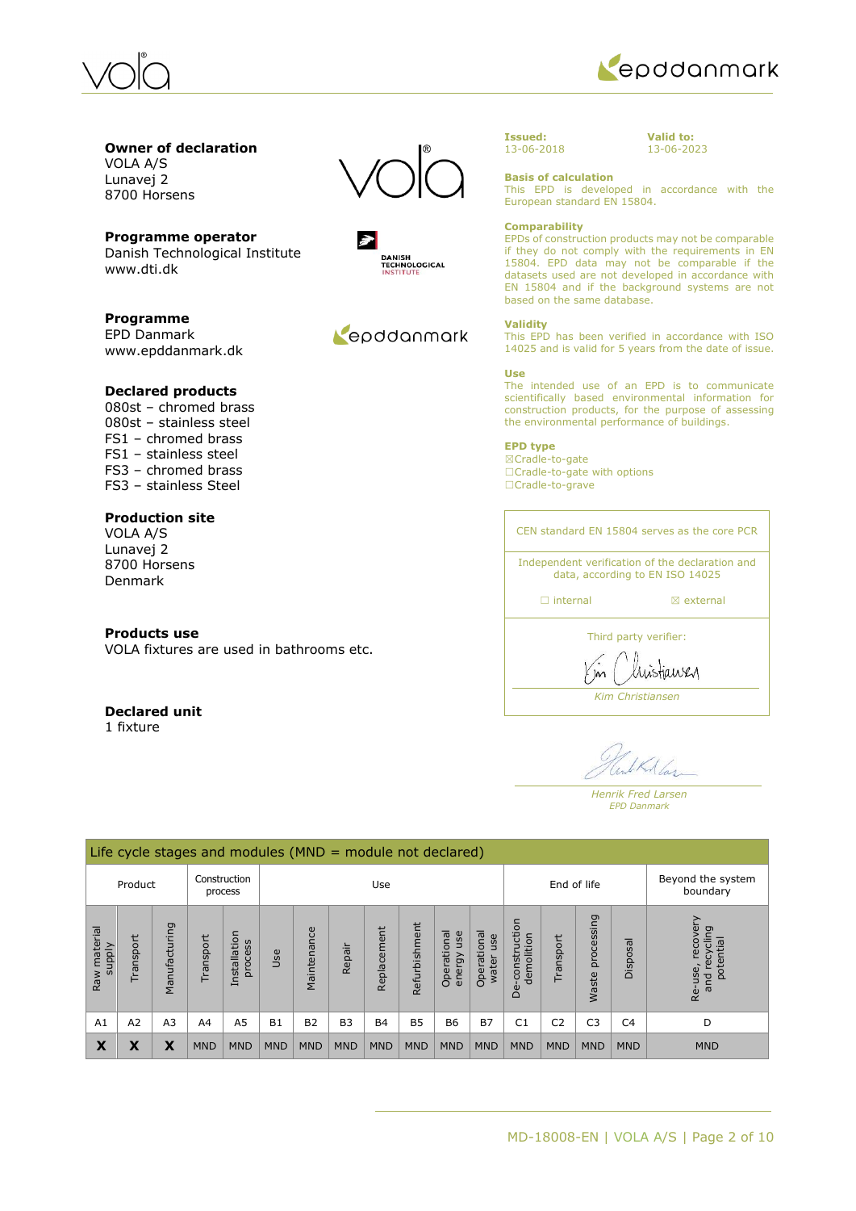**Owner of declaration**
VOLA A/S
Lunavej 2
8700 Horsens

**Programme operator**
Danish Technological Institute
www.dti.dk

**Programme**
EPD Danmark
www.epddanmark.dk

**Declared products**
080st – chromed brass
080st – stainless steel
FS1 – chromed brass
FS1 – stainless steel
FS3 – chromed brass
FS3 – stainless Steel

**Production site**
VOLA A/S
Lunavej 2
8700 Horsens
Denmark

**Products use**
VOLA fixtures are used in bathrooms etc.

**Declared unit**
1 fixture

**Issued:**
13-06-2018

**Valid to:**
13-06-2023

**Basis of calculation**
This EPD is developed in accordance with the European standard EN 15804.

**Comparability**
EPDs of construction products may not be comparable if they do not comply with the requirements in EN 15804. EPD data may not be comparable if the datasets used are not developed in accordance with EN 15804 and if the background systems are not based on the same database.

**Validity**
This EPD has been verified in accordance with ISO 14025 and is valid for 5 years from the date of issue.

**Use**
The intended use of an EPD is to communicate scientifically based environmental information for construction products, for the purpose of assessing the environmental performance of buildings.

**EPD type**
☒Cradle-to-gate
☐Cradle-to-gate with options
☐Cradle-to-grave

CEN standard EN 15804 serves as the core PCR

Independent verification of the declaration and data, according to EN ISO 14025

☐ internal ☒ external

Third party verifier:

*Kim Christiansen*

*Henrik Fred Larsen*
*EPD Danmark*

| Life cycle stages and modules (MND = module not declared) | | | | | | | | | | | | | | | | |
|---|---|---|---|---|---|---|---|---|---|---|---|---|---|---|---|---|
| Product | | | Construction process | | Use | | | | | | | End of life | | | | Beyond the system boundary |
| Raw material supply | Transport | Manufacturing | Transport | Installation process | Use | Maintenance | Repair | Replacement | Refurbishment | Operational energy use | Operational water use | De-construction demolition | Transport | Waste processing | Disposal | Re-use, recovery and recycling potential |
| A1 | A2 | A3 | A4 | A5 | B1 | B2 | B3 | B4 | B5 | B6 | B7 | C1 | C2 | C3 | C4 | D |
| **X** | **X** | **X** | MND | MND | MND | MND | MND | MND | MND | MND | MND | MND | MND | MND | MND | MND |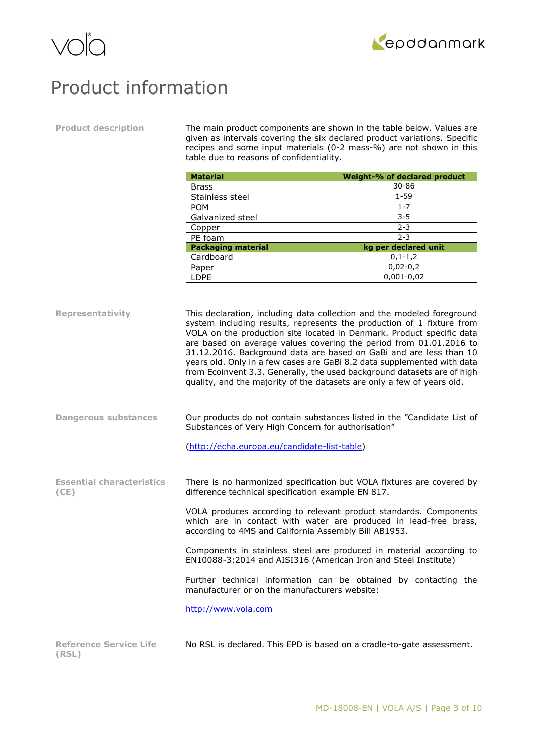# Product information

**Product description**

The main product components are shown in the table below. Values are given as intervals covering the six declared product variations. Specific recipes and some input materials (0-2 mass-%) are not shown in this table due to reasons of confidentiality.

| Material | Weight-% of declared product |
|---|---|
| Brass | 30-86 |
| Stainless steel | 1-59 |
| POM | 1-7 |
| Galvanized steel | 3-5 |
| Copper | 2-3 |
| PE foam | 2-3 |
| **Packaging material** | **kg per declared unit** |
| Cardboard | 0,1-1,2 |
| Paper | 0,02-0,2 |
| LDPE | 0,001-0,02 |

**Representativity**

This declaration, including data collection and the modeled foreground system including results, represents the production of 1 fixture from VOLA on the production site located in Denmark. Product specific data are based on average values covering the period from 01.01.2016 to 31.12.2016. Background data are based on GaBi and are less than 10 years old. Only in a few cases are GaBi 8.2 data supplemented with data from Ecoinvent 3.3. Generally, the used background datasets are of high quality, and the majority of the datasets are only a few of years old.

**Dangerous substances**

Our products do not contain substances listed in the "Candidate List of Substances of Very High Concern for authorisation"

(http://echa.europa.eu/candidate-list-table)

**Essential characteristics (CE)**

There is no harmonized specification but VOLA fixtures are covered by difference technical specification example EN 817.

VOLA produces according to relevant product standards. Components which are in contact with water are produced in lead-free brass, according to 4MS and California Assembly Bill AB1953.

Components in stainless steel are produced in material according to EN10088-3:2014 and AISI316 (American Iron and Steel Institute)

Further technical information can be obtained by contacting the manufacturer or on the manufacturers website:

http://www.vola.com

**Reference Service Life (RSL)**

No RSL is declared. This EPD is based on a cradle-to-gate assessment.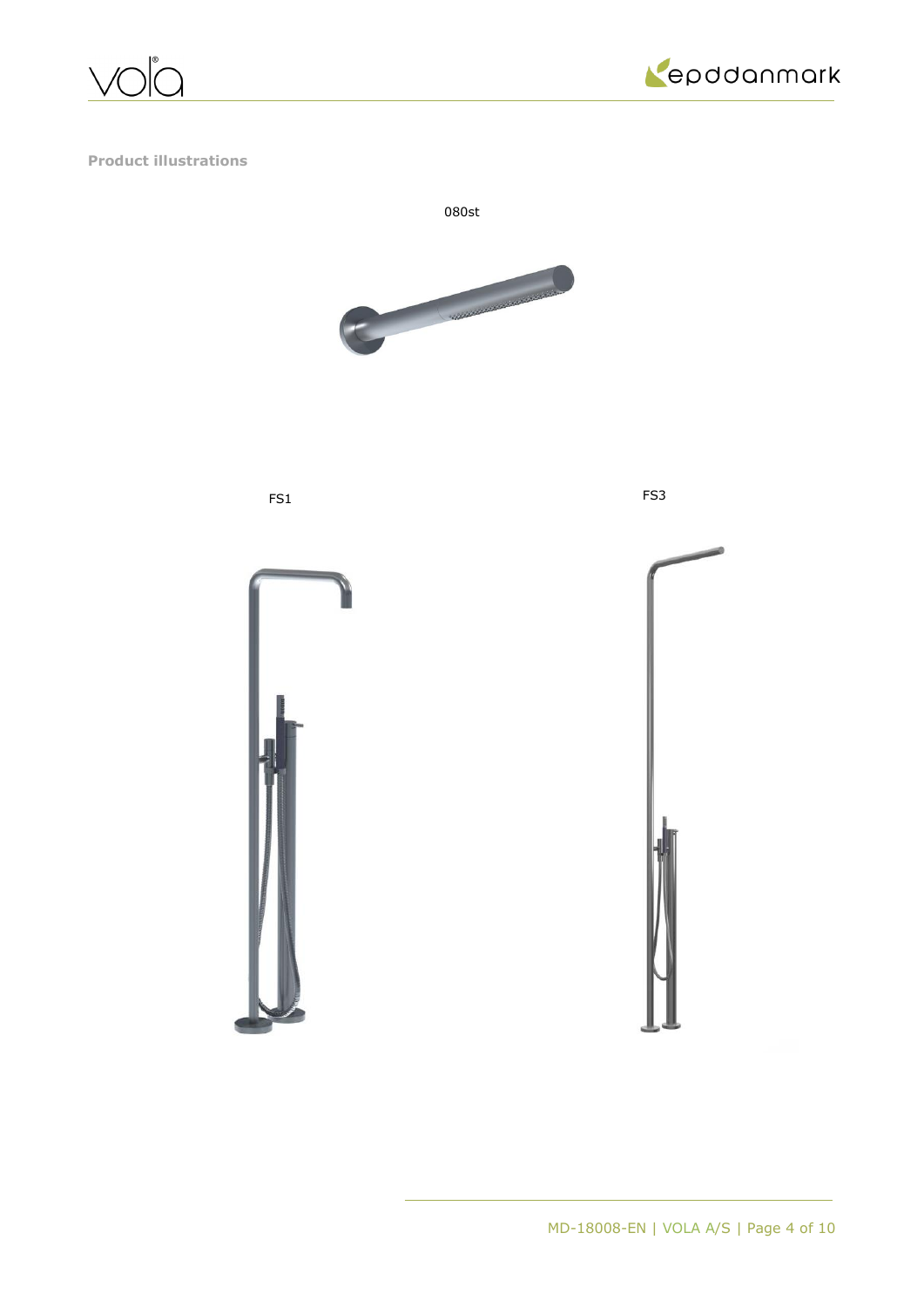**Product illustrations**

080st

FS1

FS3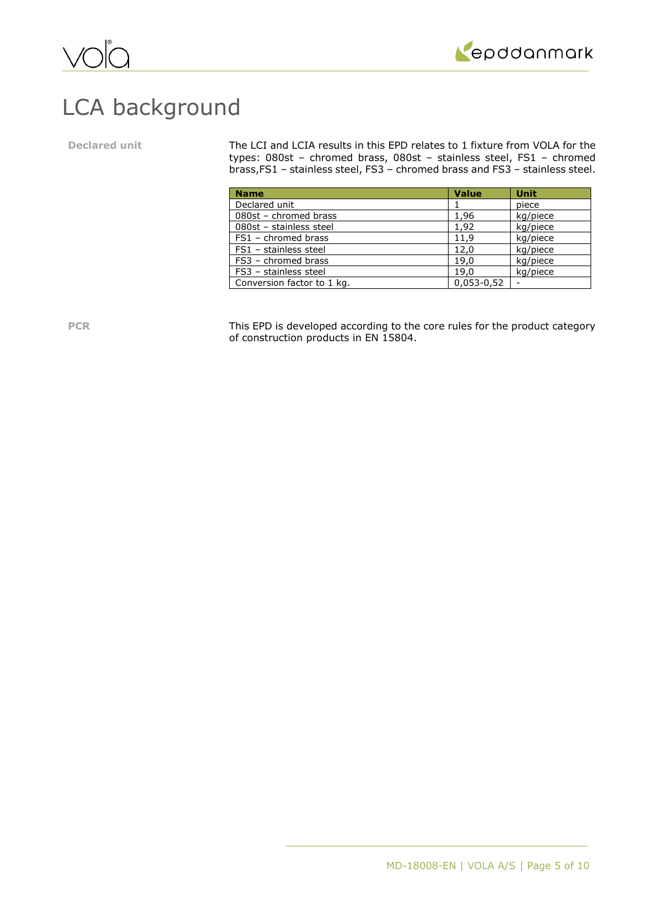# LCA background

**Declared unit**

The LCI and LCIA results in this EPD relates to 1 fixture from VOLA for the types: 080st – chromed brass, 080st – stainless steel, FS1 – chromed brass,FS1 – stainless steel, FS3 – chromed brass and FS3 – stainless steel.

| Name | Value | Unit |
|---|---|---|
| Declared unit | 1 | piece |
| 080st – chromed brass | 1,96 | kg/piece |
| 080st – stainless steel | 1,92 | kg/piece |
| FS1 – chromed brass | 11,9 | kg/piece |
| FS1 – stainless steel | 12,0 | kg/piece |
| FS3 – chromed brass | 19,0 | kg/piece |
| FS3 – stainless steel | 19,0 | kg/piece |
| Conversion factor to 1 kg. | 0,053-0,52 | - |

**PCR**

This EPD is developed according to the core rules for the product category of construction products in EN 15804.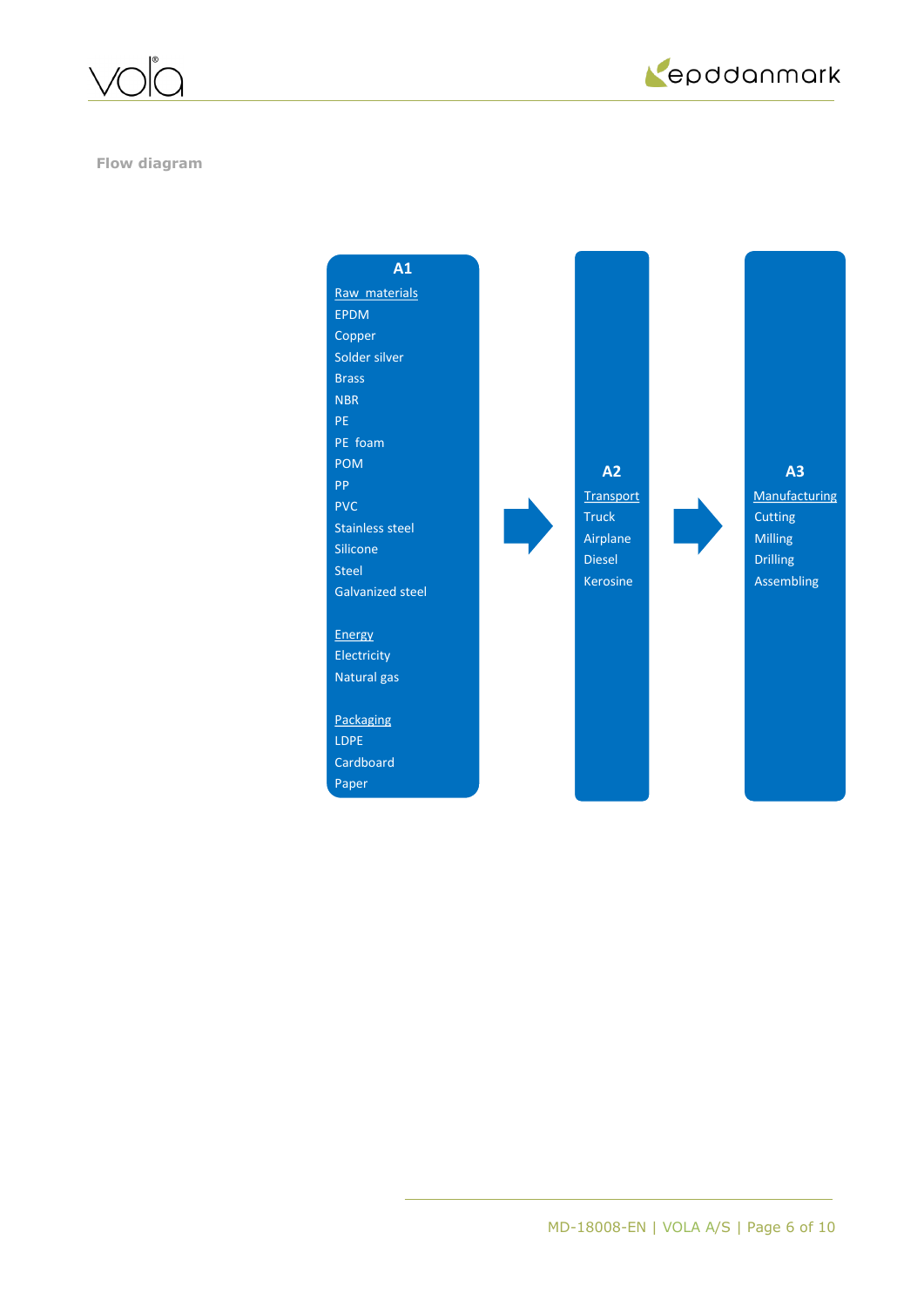**Flow diagram**

**A1**

Raw materials
- EPDM
- Copper
- Solder silver
- Brass
- NBR
- PE
- PE foam
- POM
- PP
- PVC
- Stainless steel
- Silicone
- Steel
- Galvanized steel

Energy
- Electricity
- Natural gas

Packaging
- LDPE
- Cardboard
- Paper

→

**A2**

Transport
- Truck
- Airplane
- Diesel
- Kerosine

→

**A3**

Manufacturing
- Cutting
- Milling
- Drilling
- Assembling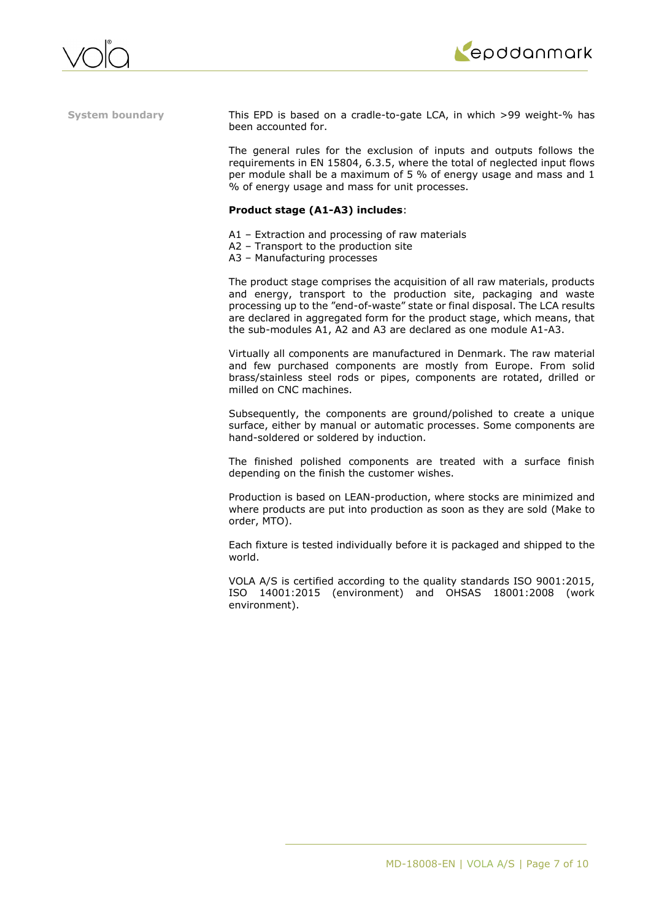**System boundary**

This EPD is based on a cradle-to-gate LCA, in which >99 weight-% has been accounted for.

The general rules for the exclusion of inputs and outputs follows the requirements in EN 15804, 6.3.5, where the total of neglected input flows per module shall be a maximum of 5 % of energy usage and mass and 1 % of energy usage and mass for unit processes.

**Product stage (A1-A3) includes**:

A1 – Extraction and processing of raw materials
A2 – Transport to the production site
A3 – Manufacturing processes

The product stage comprises the acquisition of all raw materials, products and energy, transport to the production site, packaging and waste processing up to the "end-of-waste" state or final disposal. The LCA results are declared in aggregated form for the product stage, which means, that the sub-modules A1, A2 and A3 are declared as one module A1-A3.

Virtually all components are manufactured in Denmark. The raw material and few purchased components are mostly from Europe. From solid brass/stainless steel rods or pipes, components are rotated, drilled or milled on CNC machines.

Subsequently, the components are ground/polished to create a unique surface, either by manual or automatic processes. Some components are hand-soldered or soldered by induction.

The finished polished components are treated with a surface finish depending on the finish the customer wishes.

Production is based on LEAN-production, where stocks are minimized and where products are put into production as soon as they are sold (Make to order, MTO).

Each fixture is tested individually before it is packaged and shipped to the world.

VOLA A/S is certified according to the quality standards ISO 9001:2015, ISO 14001:2015 (environment) and OHSAS 18001:2008 (work environment).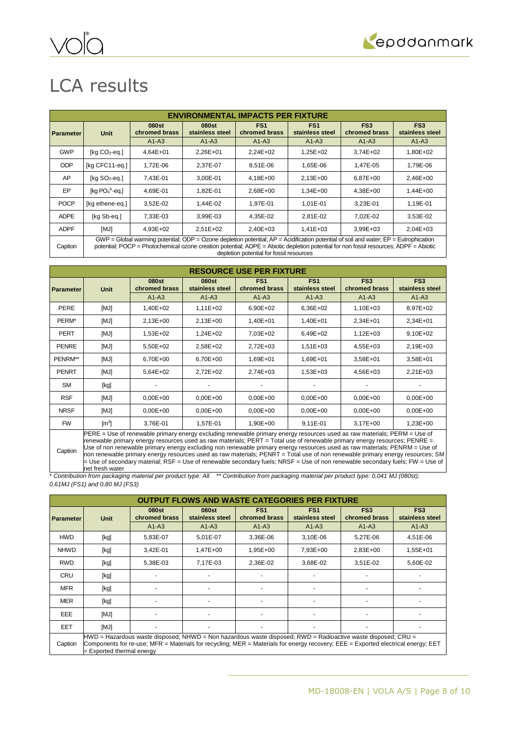# LCA results

| ENVIRONMENTAL IMPACTS PER FIXTURE | | | | | | | |
|---|---|---|---|---|---|---|---|
| **Parameter** | **Unit** | **080st chromed brass** | **080st stainless steel** | **FS1 chromed brass** | **FS1 stainless steel** | **FS3 chromed brass** | **FS3 stainless steel** |
| | | A1-A3 | A1-A3 | A1-A3 | A1-A3 | A1-A3 | A1-A3 |
| GWP | [kg $CO_2$-eq.] | 4,64E+01 | 2,26E+01 | 2,24E+02 | 1,25E+02 | 3,74E+02 | 1,80E+02 |
| ODP | [kg CFC11-eq.] | 1,72E-06 | 2,37E-07 | 8,51E-06 | 1,65E-06 | 1,47E-05 | 1,79E-06 |
| AP | [kg $SO_2$-eq.] | 7,43E-01 | 3,00E-01 | 4,18E+00 | 2,13E+00 | 6,87E+00 | 2,46E+00 |
| EP | [kg $PO_4^{3-}$-eq.] | 4,69E-01 | 1,82E-01 | 2,68E+00 | 1,34E+00 | 4,38E+00 | 1,44E+00 |
| POCP | [kg ethene-eq.] | 3,52E-02 | 1,44E-02 | 1,97E-01 | 1,01E-01 | 3,23E-01 | 1,19E-01 |
| ADPE | [kg Sb-eq.] | 7,33E-03 | 3,99E-03 | 4,35E-02 | 2,81E-02 | 7,02E-02 | 3,53E-02 |
| ADPF | [MJ] | 4,93E+02 | 2,51E+02 | 2,40E+03 | 1,41E+03 | 3,99E+03 | 2,04E+03 |
| Caption | GWP = Global warming potential; ODP = Ozone depletion potential; AP = Acidification potential of soil and water; EP = Eutrophication potential; POCP = Photochemical ozone creation potential; ADPE = Abiotic depletion potential for non fossil resources; ADPF = Abiotic depletion potential for fossil resources | | | | | | |

| RESOURCE USE PER FIXTURE | | | | | | | |
|---|---|---|---|---|---|---|---|
| **Parameter** | **Unit** | **080st chromed brass** | **080st stainless steel** | **FS1 chromed brass** | **FS1 stainless steel** | **FS3 chromed brass** | **FS3 stainless steel** |
| | | A1-A3 | A1-A3 | A1-A3 | A1-A3 | A1-A3 | A1-A3 |
| PERE | [MJ] | 1,40E+02 | 1,11E+02 | 6,90E+02 | 6,36E+02 | 1,10E+03 | 8,97E+02 |
| PERM* | [MJ] | 2,13E+00 | 2,13E+00 | 1,40E+01 | 1,40E+01 | 2,34E+01 | 2,34E+01 |
| PERT | [MJ] | 1,53E+02 | 1,24E+02 | 7,03E+02 | 6,49E+02 | 1,12E+03 | 9,10E+02 |
| PENRE | [MJ] | 5,50E+02 | 2,58E+02 | 2,72E+03 | 1,51E+03 | 4,55E+03 | 2,19E+03 |
| PENRM** | [MJ] | 6,70E+00 | 6,70E+00 | 1,69E+01 | 1,69E+01 | 3,58E+01 | 3,58E+01 |
| PENRT | [MJ] | 5,64E+02 | 2,72E+02 | 2,74E+03 | 1,53E+03 | 4,56E+03 | 2,21E+03 |
| SM | [kg] | - | - | - | - | - | - |
| RSF | [MJ] | 0,00E+00 | 0,00E+00 | 0,00E+00 | 0,00E+00 | 0,00E+00 | 0,00E+00 |
| NRSF | [MJ] | 0,00E+00 | 0,00E+00 | 0,00E+00 | 0,00E+00 | 0,00E+00 | 0,00E+00 |
| FW | [$m^3$] | 3,76E-01 | 1,57E-01 | 1,90E+00 | 9,11E-01 | 3,17E+00 | 1,23E+00 |
| Caption | PERE = Use of renewable primary energy excluding renewable primary energy resources used as raw materials; PERM = Use of renewable primary energy resources used as raw materials; PERT = Total use of renewable primary energy resources; PENRE = Use of non renewable primary energy excluding non renewable primary energy resources used as raw materials; PENRM = Use of non renewable primary energy resources used as raw materials; PENRT = Total use of non renewable primary energy resources; SM = Use of secondary material; RSF = Use of renewable secondary fuels; NRSF = Use of non renewable secondary fuels; FW = Use of net fresh water | | | | | | |

*\* Contribution from packaging material per product type: All \*\* Contribution from packaging material per product type: 0,041 MJ (080st); 0,61MJ (FS1) and 0,80 MJ (FS3)*

| OUTPUT FLOWS AND WASTE CATEGORIES PER FIXTURE | | | | | | | |
|---|---|---|---|---|---|---|---|
| **Parameter** | **Unit** | **080st chromed brass** | **080st stainless steel** | **FS1 chromed brass** | **FS1 stainless steel** | **FS3 chromed brass** | **FS3 stainless steel** |
| | | A1-A3 | A1-A3 | A1-A3 | A1-A3 | A1-A3 | A1-A3 |
| HWD | [kg] | 5,83E-07 | 5,01E-07 | 3,36E-06 | 3,10E-06 | 5,27E-06 | 4,51E-06 |
| NHWD | [kg] | 3,42E-01 | 1,47E+00 | 1,95E+00 | 7,93E+00 | 2,83E+00 | 1,55E+01 |
| RWD | [kg] | 5,38E-03 | 7,17E-03 | 2,36E-02 | 3,68E-02 | 3,51E-02 | 5,60E-02 |
| CRU | [kg] | - | - | - | - | - | - |
| MFR | [kg] | - | - | - | - | - | - |
| MER | [kg] | - | - | - | - | - | - |
| EEE | [MJ] | - | - | - | - | - | - |
| EET | [MJ] | - | - | - | - | - | - |
| Caption | HWD = Hazardous waste disposed; NHWD = Non hazardous waste disposed; RWD = Radioactive waste disposed; CRU = Components for re-use; MFR = Materials for recycling; MER = Materials for energy recovery; EEE = Exported electrical energy; EET = Exported thermal energy | | | | | | |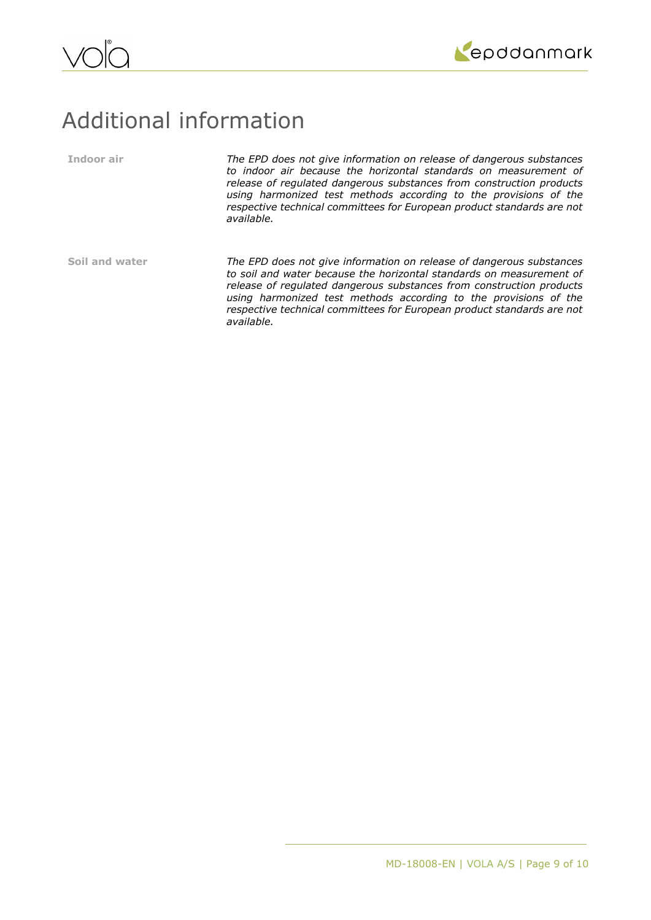# Additional information

| | |
|---|---|
| **Indoor air** | *The EPD does not give information on release of dangerous substances to indoor air because the horizontal standards on measurement of release of regulated dangerous substances from construction products using harmonized test methods according to the provisions of the respective technical committees for European product standards are not available.* |
| **Soil and water** | *The EPD does not give information on release of dangerous substances to soil and water because the horizontal standards on measurement of release of regulated dangerous substances from construction products using harmonized test methods according to the provisions of the respective technical committees for European product standards are not available.* |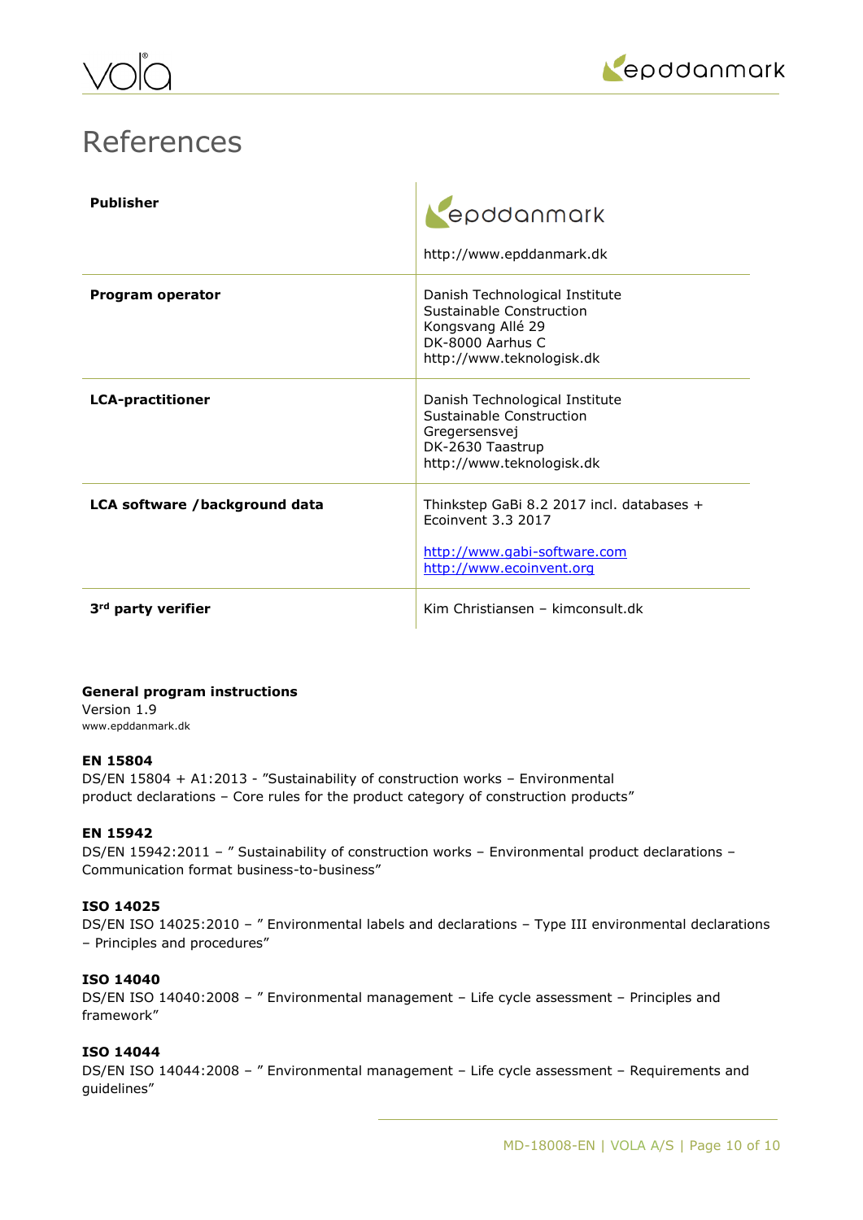# References

| | |
|---|---|
| **Publisher** | epddanmark<br><br>http://www.epddanmark.dk |
| **Program operator** | Danish Technological Institute<br>Sustainable Construction<br>Kongsvang Allé 29<br>DK-8000 Aarhus C<br>http://www.teknologisk.dk |
| **LCA-practitioner** | Danish Technological Institute<br>Sustainable Construction<br>Gregersensvej<br>DK-2630 Taastrup<br>http://www.teknologisk.dk |
| **LCA software /background data** | Thinkstep GaBi 8.2 2017 incl. databases + Ecoinvent 3.3 2017<br><br>http://www.gabi-software.com<br>http://www.ecoinvent.org |
| **3rd party verifier** | Kim Christiansen – kimconsult.dk |

**General program instructions**
Version 1.9
www.epddanmark.dk

**EN 15804**
DS/EN 15804 + A1:2013 - "Sustainability of construction works – Environmental product declarations – Core rules for the product category of construction products"

**EN 15942**
DS/EN 15942:2011 – " Sustainability of construction works – Environmental product declarations – Communication format business-to-business"

**ISO 14025**
DS/EN ISO 14025:2010 – " Environmental labels and declarations – Type III environmental declarations – Principles and procedures"

**ISO 14040**
DS/EN ISO 14040:2008 – " Environmental management – Life cycle assessment – Principles and framework"

**ISO 14044**
DS/EN ISO 14044:2008 – " Environmental management – Life cycle assessment – Requirements and guidelines"